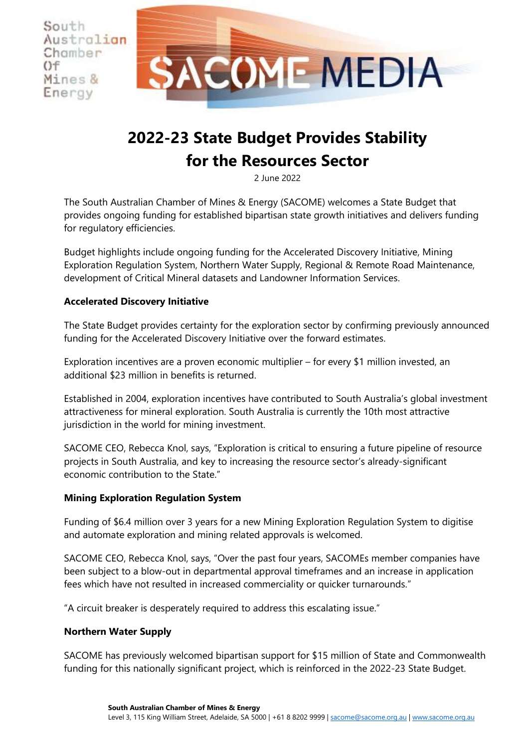# 2022-23 State Budget Provides Stability for the Resources Sector

2 June 2022

The South Australian Chamber of Mines & Energy (SACOME) welcomes a State Budget that provides ongoing funding for established bipartisan state growth initiatives and delivers funding for regulatory efficiencies.

Budget highlights include ongoing funding for the Accelerated Discovery Initiative, Mining Exploration Regulation System, Northern Water Supply, Regional & Remote Road Maintenance, development of Critical Mineral datasets and Landowner Information Services.

**Accelerated Discovery Initiative**

The State Budget provides certainty for the exploration sector by confirming previously announced funding for the Accelerated Discovery Initiative over the forward estimates.

Exploration incentives are a proven economic multiplier – for every $1 million invested, an additional $23 million in benefits is returned.

Established in 2004, exploration incentives have contributed to South Australia's global investment attractiveness for mineral exploration. South Australia is currently the 10th most attractive jurisdiction in the world for mining investment.

SACOME CEO, Rebecca Knol, says, "Exploration is critical to ensuring a future pipeline of resource projects in South Australia, and key to increasing the resource sector's already-significant economic contribution to the State."

**Mining Exploration Regulation System**

Funding of $6.4 million over 3 years for a new Mining Exploration Regulation System to digitise and automate exploration and mining related approvals is welcomed.

SACOME CEO, Rebecca Knol, says, "Over the past four years, SACOMEs member companies have been subject to a blow-out in departmental approval timeframes and an increase in application fees which have not resulted in increased commerciality or quicker turnarounds."

"A circuit breaker is desperately required to address this escalating issue."

**Northern Water Supply**

SACOME has previously welcomed bipartisan support for $15 million of State and Commonwealth funding for this nationally significant project, which is reinforced in the 2022-23 State Budget.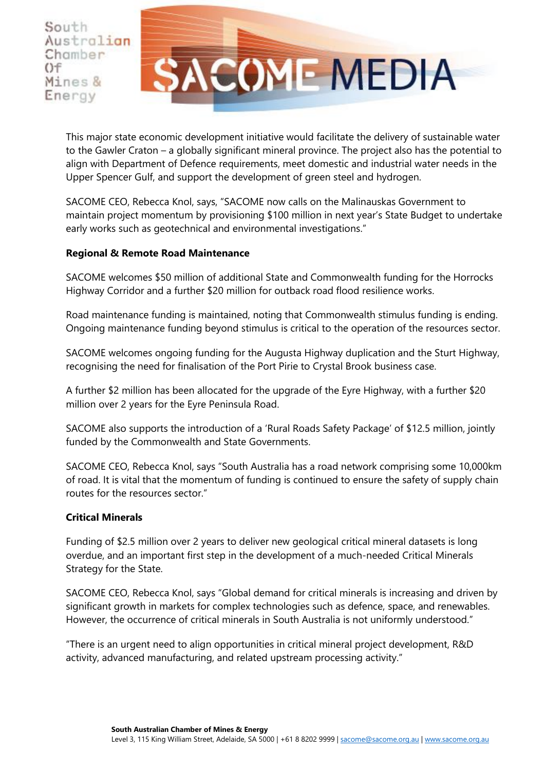This major state economic development initiative would facilitate the delivery of sustainable water to the Gawler Craton – a globally significant mineral province. The project also has the potential to align with Department of Defence requirements, meet domestic and industrial water needs in the Upper Spencer Gulf, and support the development of green steel and hydrogen.

SACOME CEO, Rebecca Knol, says, "SACOME now calls on the Malinauskas Government to maintain project momentum by provisioning $100 million in next year's State Budget to undertake early works such as geotechnical and environmental investigations."

**Regional & Remote Road Maintenance**

SACOME welcomes $50 million of additional State and Commonwealth funding for the Horrocks Highway Corridor and a further $20 million for outback road flood resilience works.

Road maintenance funding is maintained, noting that Commonwealth stimulus funding is ending. Ongoing maintenance funding beyond stimulus is critical to the operation of the resources sector.

SACOME welcomes ongoing funding for the Augusta Highway duplication and the Sturt Highway, recognising the need for finalisation of the Port Pirie to Crystal Brook business case.

A further $2 million has been allocated for the upgrade of the Eyre Highway, with a further $20 million over 2 years for the Eyre Peninsula Road.

SACOME also supports the introduction of a 'Rural Roads Safety Package' of $12.5 million, jointly funded by the Commonwealth and State Governments.

SACOME CEO, Rebecca Knol, says "South Australia has a road network comprising some 10,000km of road. It is vital that the momentum of funding is continued to ensure the safety of supply chain routes for the resources sector."

**Critical Minerals**

Funding of $2.5 million over 2 years to deliver new geological critical mineral datasets is long overdue, and an important first step in the development of a much-needed Critical Minerals Strategy for the State.

SACOME CEO, Rebecca Knol, says "Global demand for critical minerals is increasing and driven by significant growth in markets for complex technologies such as defence, space, and renewables. However, the occurrence of critical minerals in South Australia is not uniformly understood."

"There is an urgent need to align opportunities in critical mineral project development, R&D activity, advanced manufacturing, and related upstream processing activity."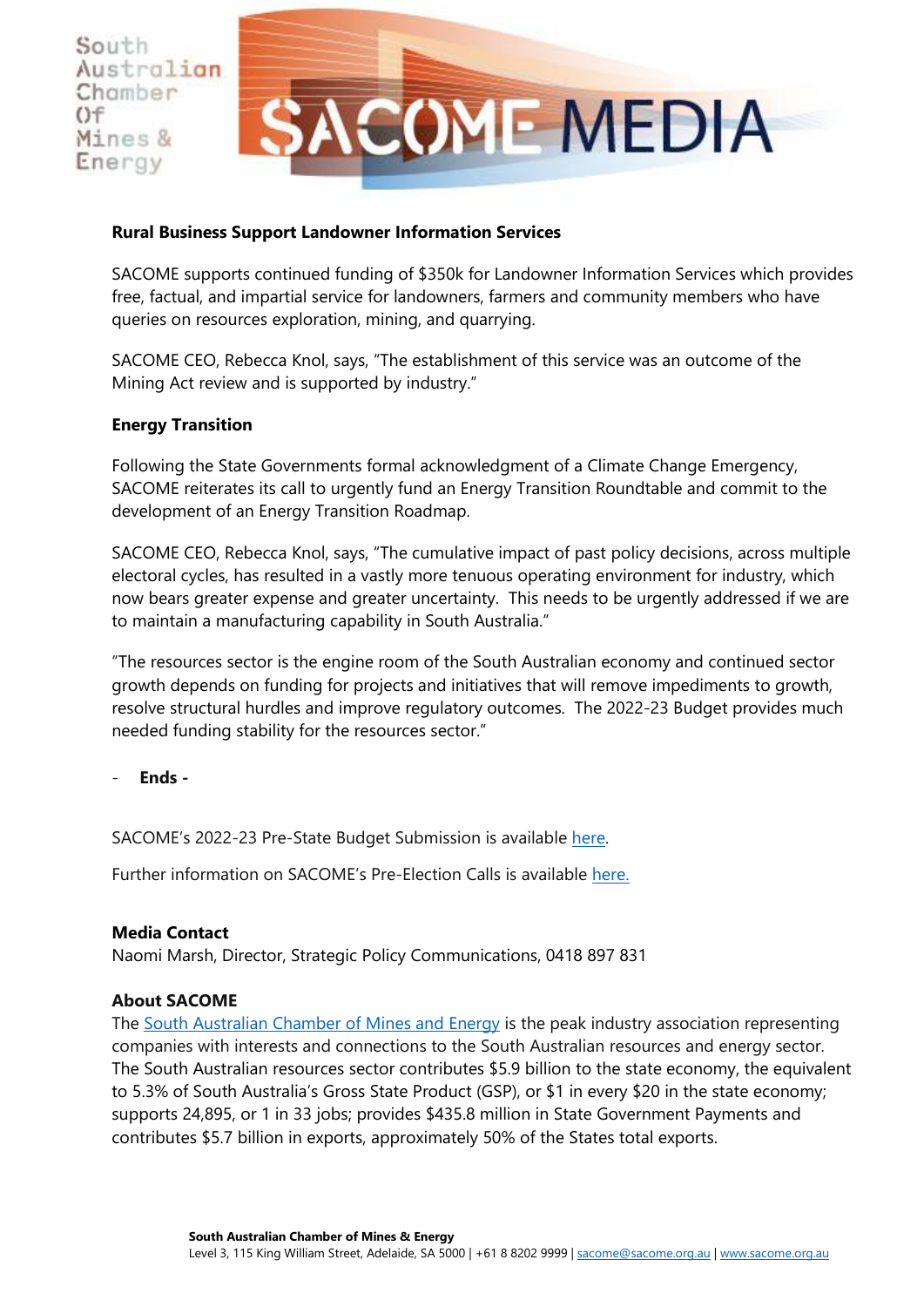**Rural Business Support Landowner Information Services**

SACOME supports continued funding of $350k for Landowner Information Services which provides free, factual, and impartial service for landowners, farmers and community members who have queries on resources exploration, mining, and quarrying.

SACOME CEO, Rebecca Knol, says, "The establishment of this service was an outcome of the Mining Act review and is supported by industry."

**Energy Transition**

Following the State Governments formal acknowledgment of a Climate Change Emergency, SACOME reiterates its call to urgently fund an Energy Transition Roundtable and commit to the development of an Energy Transition Roadmap.

SACOME CEO, Rebecca Knol, says, "The cumulative impact of past policy decisions, across multiple electoral cycles, has resulted in a vastly more tenuous operating environment for industry, which now bears greater expense and greater uncertainty. This needs to be urgently addressed if we are to maintain a manufacturing capability in South Australia."

"The resources sector is the engine room of the South Australian economy and continued sector growth depends on funding for projects and initiatives that will remove impediments to growth, resolve structural hurdles and improve regulatory outcomes. The 2022-23 Budget provides much needed funding stability for the resources sector."

- **Ends -**

SACOME's 2022-23 Pre-State Budget Submission is available here.

Further information on SACOME's Pre-Election Calls is available here.

**Media Contact**
Naomi Marsh, Director, Strategic Policy Communications, 0418 897 831

**About SACOME**
The South Australian Chamber of Mines and Energy is the peak industry association representing companies with interests and connections to the South Australian resources and energy sector. The South Australian resources sector contributes $5.9 billion to the state economy, the equivalent to 5.3% of South Australia's Gross State Product (GSP), or $1 in every $20 in the state economy; supports 24,895, or 1 in 33 jobs; provides $435.8 million in State Government Payments and contributes $5.7 billion in exports, approximately 50% of the States total exports.

**South Australian Chamber of Mines & Energy**
Level 3, 115 King William Street, Adelaide, SA 5000 | +61 8 8202 9999 | sacome@sacome.org.au | www.sacome.org.au